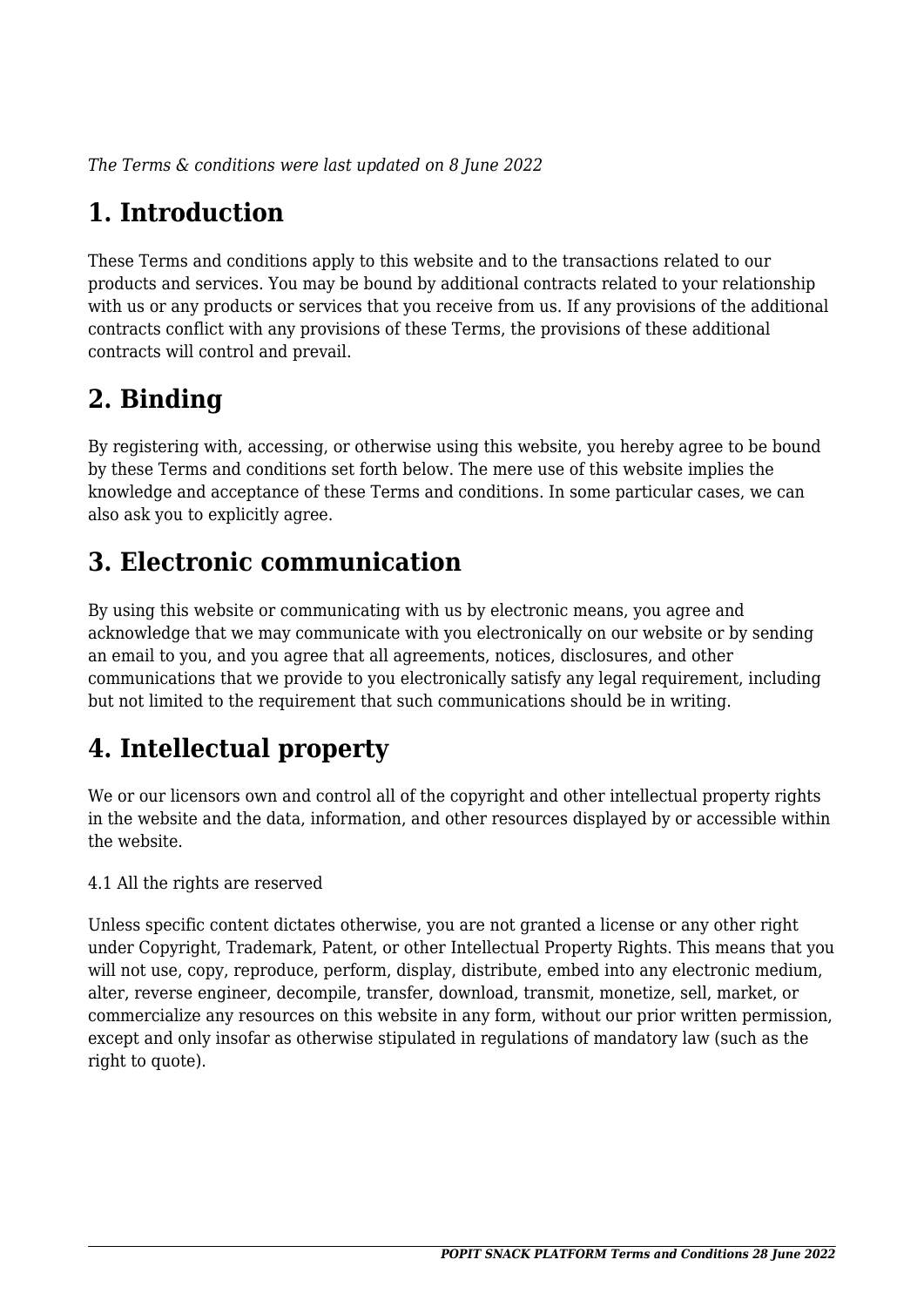*The Terms & conditions were last updated on 8 June 2022*

# 1. Introduction

These Terms and conditions apply to this website and to the transactions related to our products and services. You may be bound by additional contracts related to your relationship with us or any products or services that you receive from us. If any provisions of the additional contracts conflict with any provisions of these Terms, the provisions of these additional contracts will control and prevail.

# 2. Binding

By registering with, accessing, or otherwise using this website, you hereby agree to be bound by these Terms and conditions set forth below. The mere use of this website implies the knowledge and acceptance of these Terms and conditions. In some particular cases, we can also ask you to explicitly agree.

# 3. Electronic communication

By using this website or communicating with us by electronic means, you agree and acknowledge that we may communicate with you electronically on our website or by sending an email to you, and you agree that all agreements, notices, disclosures, and other communications that we provide to you electronically satisfy any legal requirement, including but not limited to the requirement that such communications should be in writing.

# 4. Intellectual property

We or our licensors own and control all of the copyright and other intellectual property rights in the website and the data, information, and other resources displayed by or accessible within the website.

4.1 All the rights are reserved

Unless specific content dictates otherwise, you are not granted a license or any other right under Copyright, Trademark, Patent, or other Intellectual Property Rights. This means that you will not use, copy, reproduce, perform, display, distribute, embed into any electronic medium, alter, reverse engineer, decompile, transfer, download, transmit, monetize, sell, market, or commercialize any resources on this website in any form, without our prior written permission, except and only insofar as otherwise stipulated in regulations of mandatory law (such as the right to quote).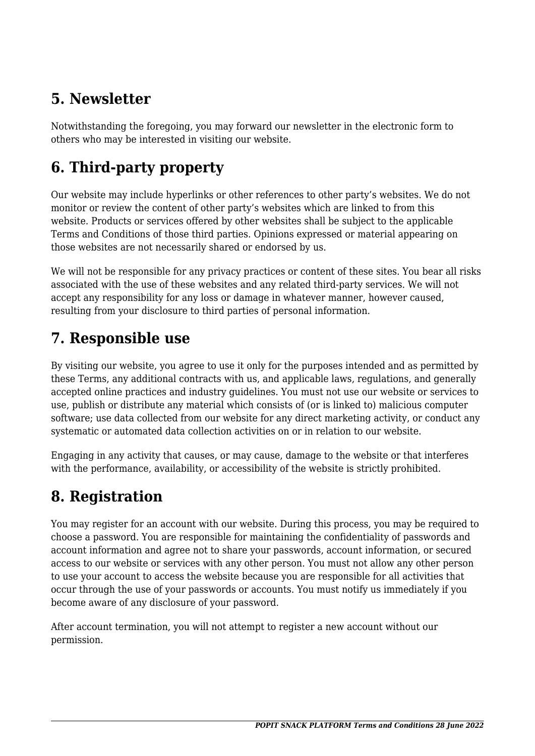## 5. Newsletter

Notwithstanding the foregoing, you may forward our newsletter in the electronic form to others who may be interested in visiting our website.

## 6. Third-party property

Our website may include hyperlinks or other references to other party's websites. We do not monitor or review the content of other party's websites which are linked to from this website. Products or services offered by other websites shall be subject to the applicable Terms and Conditions of those third parties. Opinions expressed or material appearing on those websites are not necessarily shared or endorsed by us.

We will not be responsible for any privacy practices or content of these sites. You bear all risks associated with the use of these websites and any related third-party services. We will not accept any responsibility for any loss or damage in whatever manner, however caused, resulting from your disclosure to third parties of personal information.

## 7. Responsible use

By visiting our website, you agree to use it only for the purposes intended and as permitted by these Terms, any additional contracts with us, and applicable laws, regulations, and generally accepted online practices and industry guidelines. You must not use our website or services to use, publish or distribute any material which consists of (or is linked to) malicious computer software; use data collected from our website for any direct marketing activity, or conduct any systematic or automated data collection activities on or in relation to our website.

Engaging in any activity that causes, or may cause, damage to the website or that interferes with the performance, availability, or accessibility of the website is strictly prohibited.

## 8. Registration

You may register for an account with our website. During this process, you may be required to choose a password. You are responsible for maintaining the confidentiality of passwords and account information and agree not to share your passwords, account information, or secured access to our website or services with any other person. You must not allow any other person to use your account to access the website because you are responsible for all activities that occur through the use of your passwords or accounts. You must notify us immediately if you become aware of any disclosure of your password.

After account termination, you will not attempt to register a new account without our permission.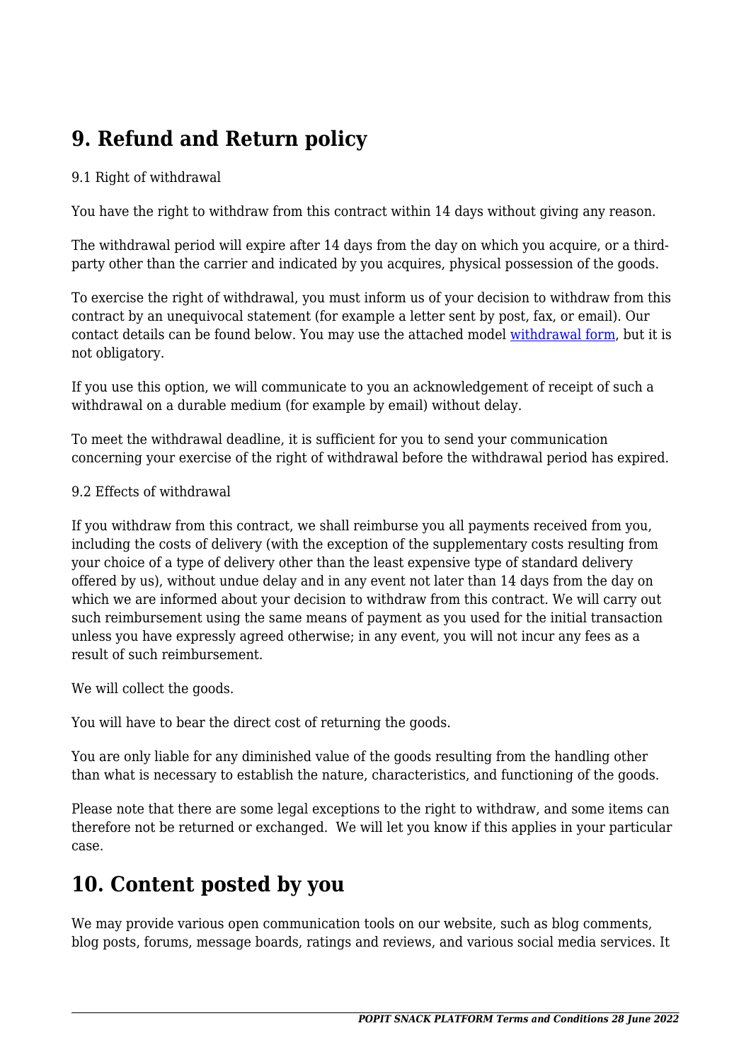## 9. Refund and Return policy

9.1 Right of withdrawal

You have the right to withdraw from this contract within 14 days without giving any reason.

The withdrawal period will expire after 14 days from the day on which you acquire, or a third-party other than the carrier and indicated by you acquires, physical possession of the goods.

To exercise the right of withdrawal, you must inform us of your decision to withdraw from this contract by an unequivocal statement (for example a letter sent by post, fax, or email). Our contact details can be found below. You may use the attached model withdrawal form, but it is not obligatory.

If you use this option, we will communicate to you an acknowledgement of receipt of such a withdrawal on a durable medium (for example by email) without delay.

To meet the withdrawal deadline, it is sufficient for you to send your communication concerning your exercise of the right of withdrawal before the withdrawal period has expired.

9.2 Effects of withdrawal

If you withdraw from this contract, we shall reimburse you all payments received from you, including the costs of delivery (with the exception of the supplementary costs resulting from your choice of a type of delivery other than the least expensive type of standard delivery offered by us), without undue delay and in any event not later than 14 days from the day on which we are informed about your decision to withdraw from this contract. We will carry out such reimbursement using the same means of payment as you used for the initial transaction unless you have expressly agreed otherwise; in any event, you will not incur any fees as a result of such reimbursement.

We will collect the goods.

You will have to bear the direct cost of returning the goods.

You are only liable for any diminished value of the goods resulting from the handling other than what is necessary to establish the nature, characteristics, and functioning of the goods.

Please note that there are some legal exceptions to the right to withdraw, and some items can therefore not be returned or exchanged. We will let you know if this applies in your particular case.

## 10. Content posted by you

We may provide various open communication tools on our website, such as blog comments, blog posts, forums, message boards, ratings and reviews, and various social media services. It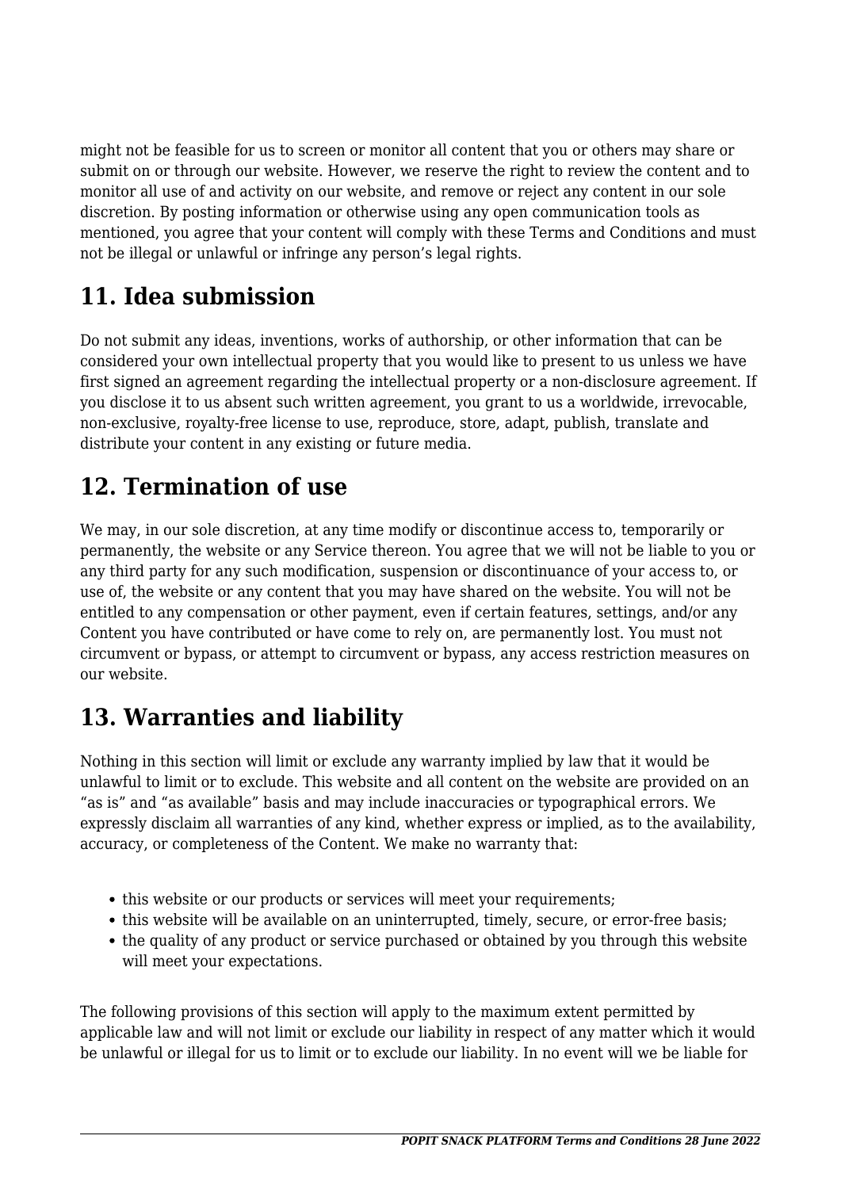might not be feasible for us to screen or monitor all content that you or others may share or submit on or through our website. However, we reserve the right to review the content and to monitor all use of and activity on our website, and remove or reject any content in our sole discretion. By posting information or otherwise using any open communication tools as mentioned, you agree that your content will comply with these Terms and Conditions and must not be illegal or unlawful or infringe any person's legal rights.

## 11. Idea submission

Do not submit any ideas, inventions, works of authorship, or other information that can be considered your own intellectual property that you would like to present to us unless we have first signed an agreement regarding the intellectual property or a non-disclosure agreement. If you disclose it to us absent such written agreement, you grant to us a worldwide, irrevocable, non-exclusive, royalty-free license to use, reproduce, store, adapt, publish, translate and distribute your content in any existing or future media.

## 12. Termination of use

We may, in our sole discretion, at any time modify or discontinue access to, temporarily or permanently, the website or any Service thereon. You agree that we will not be liable to you or any third party for any such modification, suspension or discontinuance of your access to, or use of, the website or any content that you may have shared on the website. You will not be entitled to any compensation or other payment, even if certain features, settings, and/or any Content you have contributed or have come to rely on, are permanently lost. You must not circumvent or bypass, or attempt to circumvent or bypass, any access restriction measures on our website.

## 13. Warranties and liability

Nothing in this section will limit or exclude any warranty implied by law that it would be unlawful to limit or to exclude. This website and all content on the website are provided on an "as is" and "as available" basis and may include inaccuracies or typographical errors. We expressly disclaim all warranties of any kind, whether express or implied, as to the availability, accuracy, or completeness of the Content. We make no warranty that:

- this website or our products or services will meet your requirements;
- this website will be available on an uninterrupted, timely, secure, or error-free basis;
- the quality of any product or service purchased or obtained by you through this website will meet your expectations.

The following provisions of this section will apply to the maximum extent permitted by applicable law and will not limit or exclude our liability in respect of any matter which it would be unlawful or illegal for us to limit or to exclude our liability. In no event will we be liable for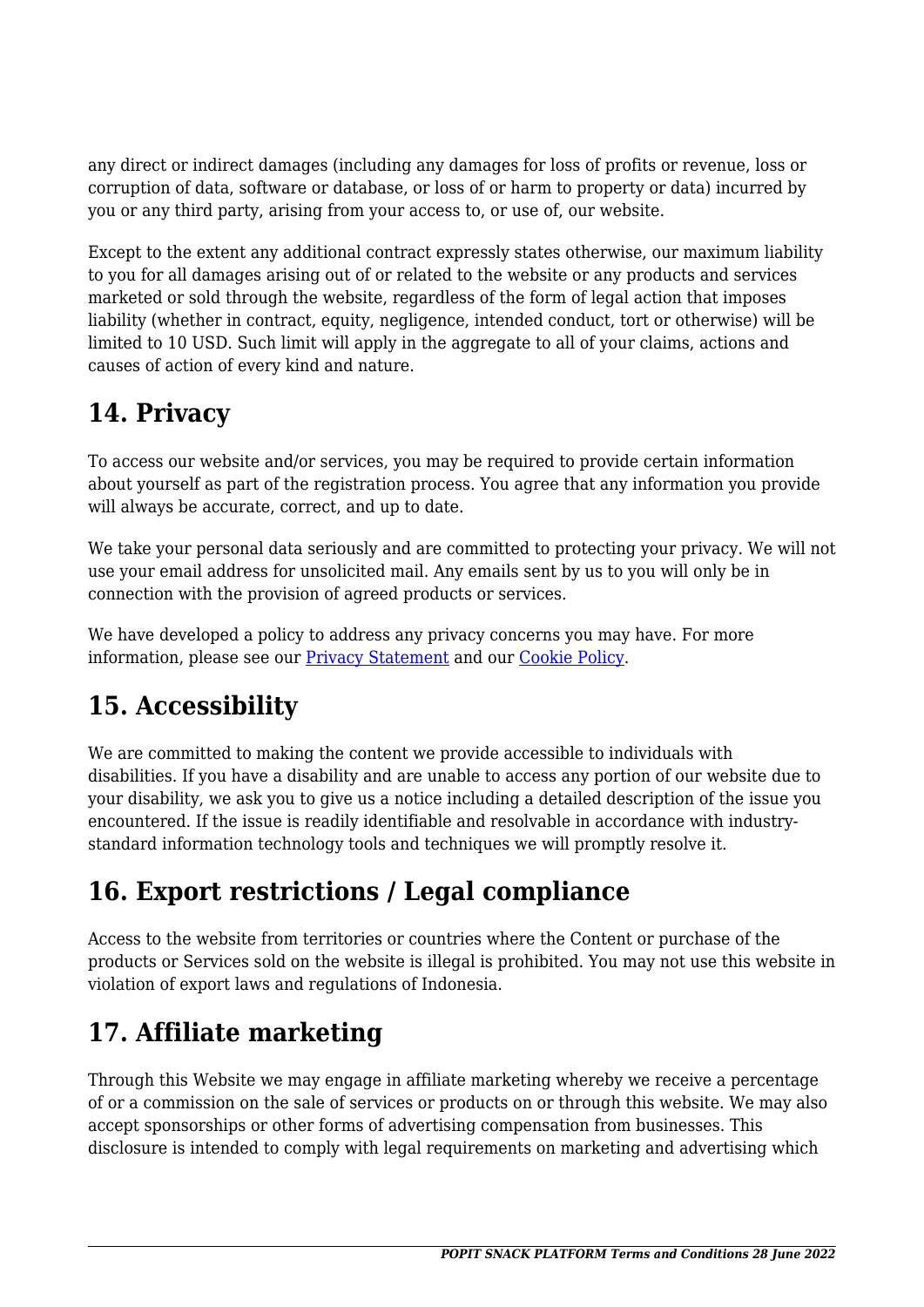any direct or indirect damages (including any damages for loss of profits or revenue, loss or corruption of data, software or database, or loss of or harm to property or data) incurred by you or any third party, arising from your access to, or use of, our website.

Except to the extent any additional contract expressly states otherwise, our maximum liability to you for all damages arising out of or related to the website or any products and services marketed or sold through the website, regardless of the form of legal action that imposes liability (whether in contract, equity, negligence, intended conduct, tort or otherwise) will be limited to 10 USD. Such limit will apply in the aggregate to all of your claims, actions and causes of action of every kind and nature.

## 14. Privacy

To access our website and/or services, you may be required to provide certain information about yourself as part of the registration process. You agree that any information you provide will always be accurate, correct, and up to date.

We take your personal data seriously and are committed to protecting your privacy. We will not use your email address for unsolicited mail. Any emails sent by us to you will only be in connection with the provision of agreed products or services.

We have developed a policy to address any privacy concerns you may have. For more information, please see our [Privacy Statement]() and our [Cookie Policy]().

## 15. Accessibility

We are committed to making the content we provide accessible to individuals with disabilities. If you have a disability and are unable to access any portion of our website due to your disability, we ask you to give us a notice including a detailed description of the issue you encountered. If the issue is readily identifiable and resolvable in accordance with industry-standard information technology tools and techniques we will promptly resolve it.

## 16. Export restrictions / Legal compliance

Access to the website from territories or countries where the Content or purchase of the products or Services sold on the website is illegal is prohibited. You may not use this website in violation of export laws and regulations of Indonesia.

## 17. Affiliate marketing

Through this Website we may engage in affiliate marketing whereby we receive a percentage of or a commission on the sale of services or products on or through this website. We may also accept sponsorships or other forms of advertising compensation from businesses. This disclosure is intended to comply with legal requirements on marketing and advertising which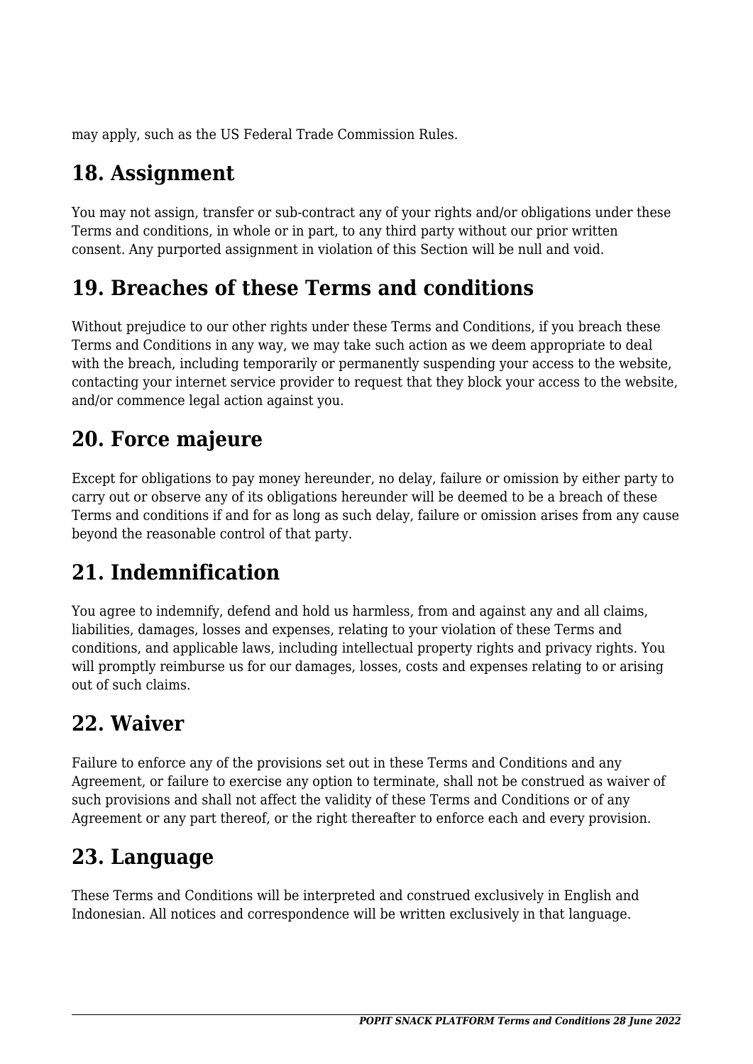may apply, such as the US Federal Trade Commission Rules.

## 18. Assignment

You may not assign, transfer or sub-contract any of your rights and/or obligations under these Terms and conditions, in whole or in part, to any third party without our prior written consent. Any purported assignment in violation of this Section will be null and void.

## 19. Breaches of these Terms and conditions

Without prejudice to our other rights under these Terms and Conditions, if you breach these Terms and Conditions in any way, we may take such action as we deem appropriate to deal with the breach, including temporarily or permanently suspending your access to the website, contacting your internet service provider to request that they block your access to the website, and/or commence legal action against you.

## 20. Force majeure

Except for obligations to pay money hereunder, no delay, failure or omission by either party to carry out or observe any of its obligations hereunder will be deemed to be a breach of these Terms and conditions if and for as long as such delay, failure or omission arises from any cause beyond the reasonable control of that party.

## 21. Indemnification

You agree to indemnify, defend and hold us harmless, from and against any and all claims, liabilities, damages, losses and expenses, relating to your violation of these Terms and conditions, and applicable laws, including intellectual property rights and privacy rights. You will promptly reimburse us for our damages, losses, costs and expenses relating to or arising out of such claims.

## 22. Waiver

Failure to enforce any of the provisions set out in these Terms and Conditions and any Agreement, or failure to exercise any option to terminate, shall not be construed as waiver of such provisions and shall not affect the validity of these Terms and Conditions or of any Agreement or any part thereof, or the right thereafter to enforce each and every provision.

## 23. Language

These Terms and Conditions will be interpreted and construed exclusively in English and Indonesian. All notices and correspondence will be written exclusively in that language.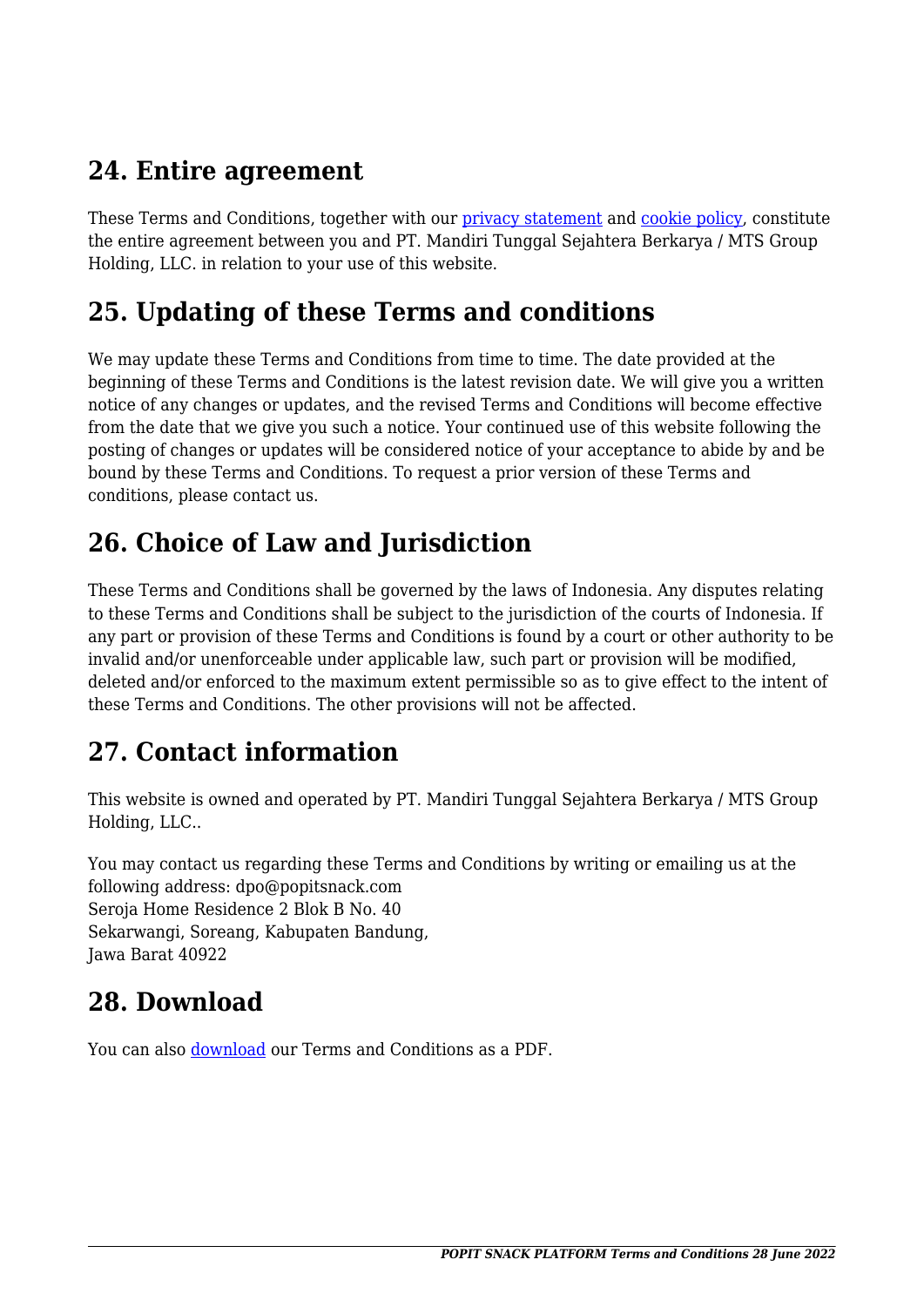## 24. Entire agreement

These Terms and Conditions, together with our [privacy statement]() and [cookie policy](), constitute the entire agreement between you and PT. Mandiri Tunggal Sejahtera Berkarya / MTS Group Holding, LLC. in relation to your use of this website.

## 25. Updating of these Terms and conditions

We may update these Terms and Conditions from time to time. The date provided at the beginning of these Terms and Conditions is the latest revision date. We will give you a written notice of any changes or updates, and the revised Terms and Conditions will become effective from the date that we give you such a notice. Your continued use of this website following the posting of changes or updates will be considered notice of your acceptance to abide by and be bound by these Terms and Conditions. To request a prior version of these Terms and conditions, please contact us.

## 26. Choice of Law and Jurisdiction

These Terms and Conditions shall be governed by the laws of Indonesia. Any disputes relating to these Terms and Conditions shall be subject to the jurisdiction of the courts of Indonesia. If any part or provision of these Terms and Conditions is found by a court or other authority to be invalid and/or unenforceable under applicable law, such part or provision will be modified, deleted and/or enforced to the maximum extent permissible so as to give effect to the intent of these Terms and Conditions. The other provisions will not be affected.

## 27. Contact information

This website is owned and operated by PT. Mandiri Tunggal Sejahtera Berkarya / MTS Group Holding, LLC..

You may contact us regarding these Terms and Conditions by writing or emailing us at the following address: dpo@popitsnack.com
Seroja Home Residence 2 Blok B No. 40
Sekarwangi, Soreang, Kabupaten Bandung,
Jawa Barat 40922

## 28. Download

You can also [download]() our Terms and Conditions as a PDF.